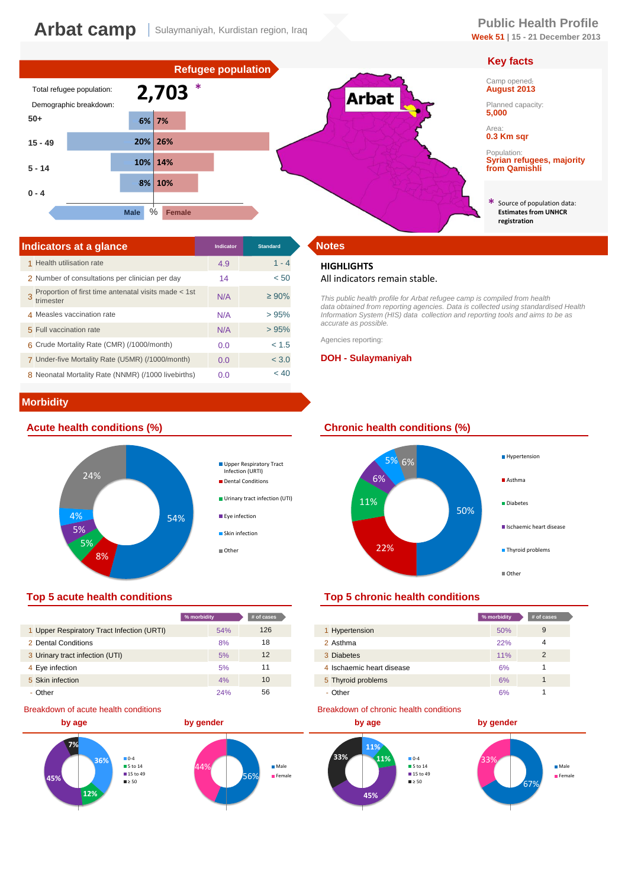# Arbat camp

Sulaymaniyah, Kurdistan region, Iraq

## Public Health Profile

**Week 51** | 15 - 21 December 2013

## Refugee population

Total refugee population: **2,703** *

Demographic breakdown:

| Age | Male % | Female % |
|---|---|---|
| 50+ | 6% | 7% |
| 15 - 49 | 20% | 26% |
| 5 - 14 | 10% | 14% |
| 0 - 4 | 8% | 10% |

## Key facts

Camp opened: **August 2013**

Planned capacity: **5,000**

Area: **0.3 Km sqr**

Population: **Syrian refugees, majority from Qamishli**

* Source of population data: **Estimates from UNHCR registration**

## Indicators at a glance

| | Indicator | Indicator | Standard |
|---|---|---|---|
| 1 | Health utilisation rate | 4.9 | 1 - 4 |
| 2 | Number of consultations per clinician per day | 14 | < 50 |
| 3 | Proportion of first time antenatal visits made < 1st trimester | N/A | ≥ 90% |
| 4 | Measles vaccination rate | N/A | > 95% |
| 5 | Full vaccination rate | N/A | > 95% |
| 6 | Crude Mortality Rate (CMR) (/1000/month) | 0.0 | < 1.5 |
| 7 | Under-five Mortality Rate (U5MR) (/1000/month) | 0.0 | < 3.0 |
| 8 | Neonatal Mortality Rate (NNMR) (/1000 livebirths) | 0.0 | < 40 |

## Notes

**HIGHLIGHTS**

All indicators remain stable.

*This public health profile for Arbat refugee camp is compiled from health data obtained from reporting agencies. Data is collected using standardised Health Information System (HIS) data collection and reporting tools and aims to be as accurate as possible.*

Agencies reporting:

**DOH - Sulaymaniyah**

## Morbidity

### Acute health conditions (%)

- Upper Respiratory Tract Infection (URTI): 54%
- Dental Conditions: 8%
- Urinary tract infection (UTI): 5%
- Eye infection: 5%
- Skin infection: 4%
- Other: 24%

### Chronic health conditions (%)

- Hypertension: 50%
- Asthma: 22%
- Diabetes: 11%
- Ischaemic heart disease: 6%
- Thyroid problems: 5%
- Other: 6%

### Top 5 acute health conditions

| | | % morbidity | # of cases |
|---|---|---|---|
| 1 | Upper Respiratory Tract Infection (URTI) | 54% | 126 |
| 2 | Dental Conditions | 8% | 18 |
| 3 | Urinary tract infection (UTI) | 5% | 12 |
| 4 | Eye infection | 5% | 11 |
| 5 | Skin infection | 4% | 10 |
| - | Other | 24% | 56 |

### Top 5 chronic health conditions

| | | % morbidity | # of cases |
|---|---|---|---|
| 1 | Hypertension | 50% | 9 |
| 2 | Asthma | 22% | 4 |
| 3 | Diabetes | 11% | 2 |
| 4 | Ischaemic heart disease | 6% | 1 |
| 5 | Thyroid problems | 6% | 1 |
| - | Other | 6% | 1 |

### Breakdown of acute health conditions

**by age**

- 0-4: 36%
- 5 to 14: 12%
- 15 to 49: 45%
- ≥ 50: 7%

**by gender**

- Male: 56%
- Female: 44%

### Breakdown of chronic health conditions

**by age**

- 0-4: 11%
- 5 to 14: 11%
- 15 to 49: 45%
- ≥ 50: 33%

**by gender**

- Male: 67%
- Female: 33%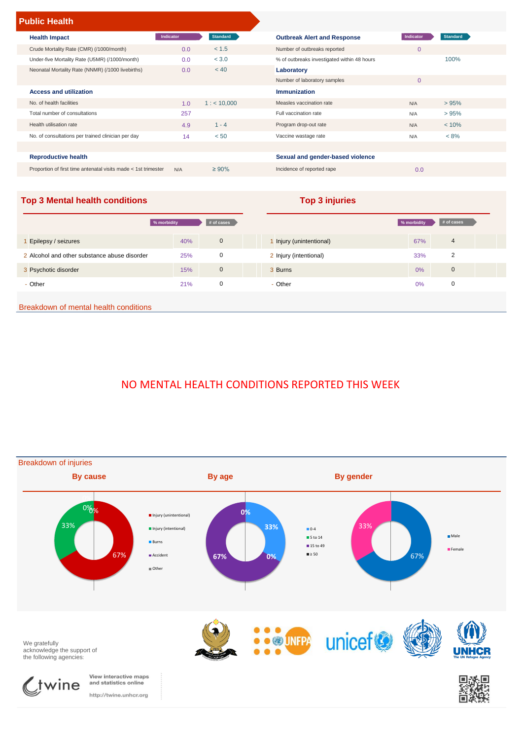## Public Health

| Health Impact | Indicator | Standard |
|---|---|---|
| Crude Mortality Rate (CMR) (/1000/month) | 0.0 | < 1.5 |
| Under-five Mortality Rate (U5MR) (/1000/month) | 0.0 | < 3.0 |
| Neonatal Mortality Rate (NNMR) (/1000 livebirths) | 0.0 | < 40 |
| **Access and utilization** | | |
| No. of health facilities | 1.0 | 1 : < 10,000 |
| Total number of consultations | 257 | |
| Health utilisation rate | 4.9 | 1 - 4 |
| No. of consultations per trained clinician per day | 14 | < 50 |
| **Reproductive health** | | |
| Proportion of first time antenatal visits made < 1st trimester | N/A | ≥ 90% |

| Outbreak Alert and Response | Indicator | Standard |
|---|---|---|
| Number of outbreaks reported | 0 | |
| % of outbreaks investigated within 48 hours | | 100% |
| **Laboratory** | | |
| Number of laboratory samples | 0 | |
| **Immunization** | | |
| Measles vaccination rate | N/A | > 95% |
| Full vaccination rate | N/A | > 95% |
| Program drop-out rate | N/A | < 10% |
| Vaccine wastage rate | N/A | < 8% |
| **Sexual and gender-based violence** | | |
| Incidence of reported rape | 0.0 | |

## Top 3 Mental health conditions

| | % morbidity | # of cases |
|---|---|---|
| 1 Epilepsy / seizures | 40% | 0 |
| 2 Alcohol and other substance abuse disorder | 25% | 0 |
| 3 Psychotic disorder | 15% | 0 |
| - Other | 21% | 0 |

## Top 3 injuries

| | % morbidity | # of cases |
|---|---|---|
| 1 Injury (unintentional) | 67% | 4 |
| 2 Injury (intentional) | 33% | 2 |
| 3 Burns | 0% | 0 |
| - Other | 0% | 0 |

### Breakdown of mental health conditions

NO MENTAL HEALTH CONDITIONS REPORTED THIS WEEK

### Breakdown of injuries

**By cause**

0% 0% 33% 67%

Injury (unintentional)
Injury (intentional)
Burns
Accident
Other

**By age**

0% 33% 67% 0%

0-4
5 to 14
15 to 49
≥ 50

**By gender**

33% 67%

Male
Female

We gratefully acknowledge the support of the following agencies:

View interactive maps and statistics online

http://twine.unhcr.org